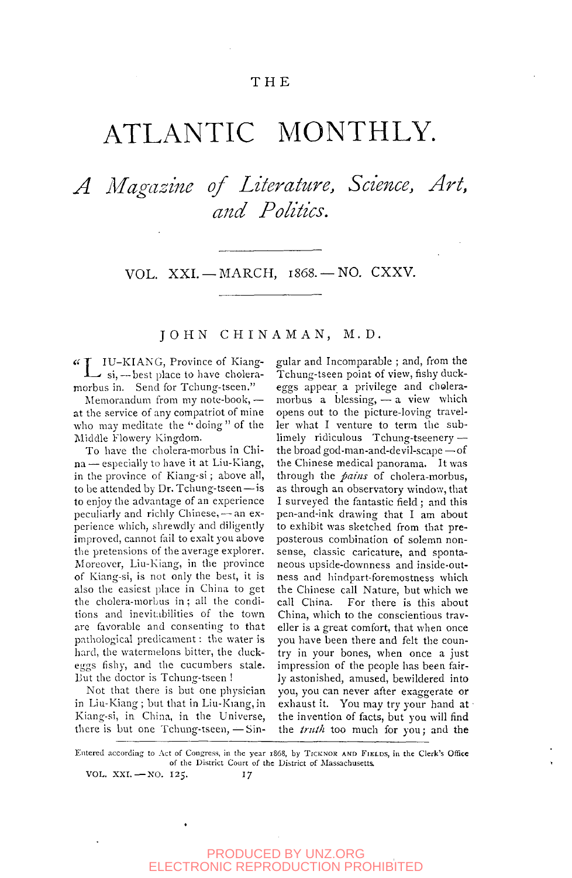# THE

# ATLANTIC MONTHLY.

## *A Magazine of Literature, Science, Art, and Politics.*

VOL. XXI. — MARCH, 1868. — NO. CXXV.

## JOHN CHINAMAN, M.D.

"LIU-KIANG, Province of Kiang-si, — best place to have cholera-morbus in. Send for Tchung-tseen."

Memorandum from my note-book, — at the service of any compatriot of mine who may meditate the "doing" of the Middle Flowery Kingdom.

To have the cholera-morbus in China — especially to have it at Liu-Kiang, in the province of Kiang-si; above all, to be attended by Dr. Tchung-tseen — is to enjoy the advantage of an experience peculiarly and richly Chinese, — an experience which, shrewdly and diligently improved, cannot fail to exalt you above the pretensions of the average explorer. Moreover, Liu-Kiang, in the province of Kiang-si, is not only the best, it is also the easiest place in China to get the cholera-morbus in; all the conditions and inevitabilities of the town are favorable and consenting to that pathological predicament: the water is hard, the watermelons bitter, the duck-eggs fishy, and the cucumbers stale. But the doctor is Tchung-tseen!

Not that there is but one physician in Liu-Kiang; but that in Liu-Kiang, in Kiang-si, in China, in the Universe, there is but one Tchung-tseen, — Singular and Incomparable; and, from the Tchung-tseen point of view, fishy duck-eggs appear a privilege and cholera-morbus a blessing, — a view which opens out to the picture-loving traveller what I venture to term the sublimely ridiculous Tchung-tseenery — the broad god-man-and-devil-scape — of the Chinese medical panorama. It was through the *pains* of cholera-morbus, as through an observatory window, that I surveyed the fantastic field; and this pen-and-ink drawing that I am about to exhibit was sketched from that preposterous combination of solemn nonsense, classic caricature, and spontaneous upside-downness and inside-outness and hindpart-foremostness which the Chinese call Nature, but which we call China. For there is this about China, which to the conscientious traveller is a great comfort, that when once you have been there and felt the country in your bones, when once a just impression of the people has been fairly astonished, amused, bewildered into you, you can never after exaggerate or exhaust it. You may try your hand at the invention of facts, but you will find the *truth* too much for you; and the

Entered according to Act of Congress, in the year 1868, by TICKNOR AND FIELDS, in the Clerk's Office of the District Court of the District of Massachusetts.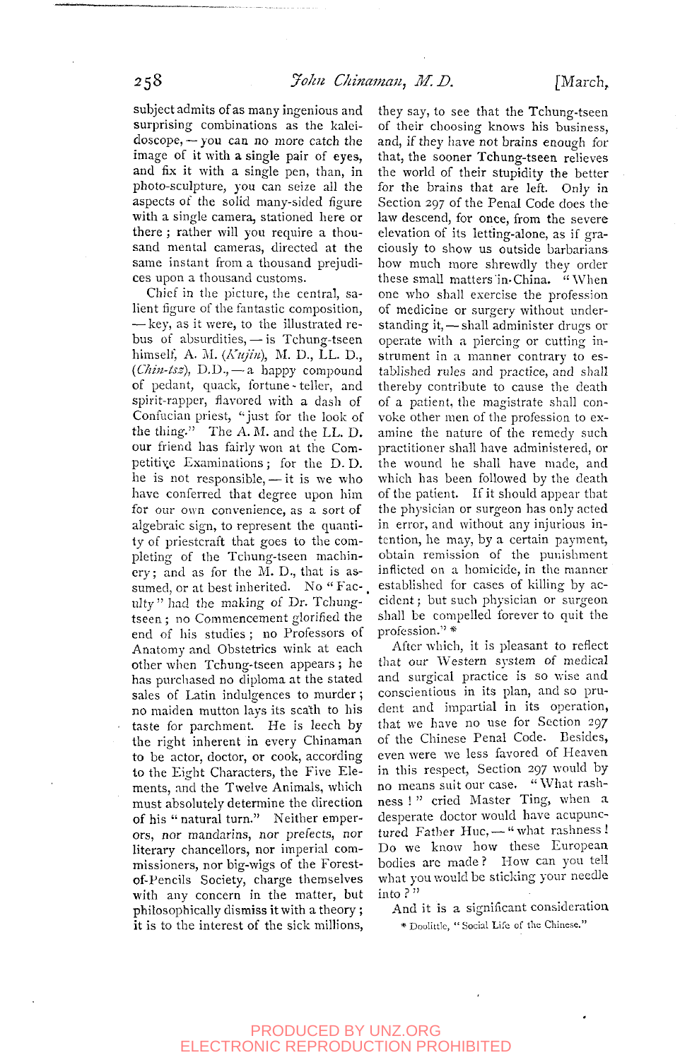subject admits of as many ingenious and surprising combinations as the kaleidoscope, — you can no more catch the image of it with a single pair of eyes, and fix it with a single pen, than, in photo-sculpture, you can seize all the aspects of the solid many-sided figure with a single camera, stationed here or there; rather will you require a thousand mental cameras, directed at the same instant from a thousand prejudices upon a thousand customs.

Chief in the picture, the central, salient figure of the fantastic composition, — key, as it were, to the illustrated rebus of absurdities, — is Tchung-tseen himself, A. M. (*Kujin*), M. D., LL. D., (*Chin-tsz*), D.D., — a happy compound of pedant, quack, fortune-teller, and spirit-rapper, flavored with a dash of Confucian priest, "just for the look of the thing." The A. M. and the LL. D. our friend has fairly won at the Competitive Examinations; for the D. D. he is not responsible, — it is we who have conferred that degree upon him for our own convenience, as a sort of algebraic sign, to represent the quantity of priestcraft that goes to the completing of the Tchung-tseen machinery; and as for the M. D., that is assumed, or at best inherited. No "Faculty" had the making of Dr. Tchung-tseen; no Commencement glorified the end of his studies; no Professors of Anatomy and Obstetrics wink at each other when Tchung-tseen appears; he has purchased no diploma at the stated sales of Latin indulgences to murder; no maiden mutton lays its scath to his taste for parchment. He is leech by the right inherent in every Chinaman to be actor, doctor, or cook, according to the Eight Characters, the Five Elements, and the Twelve Animals, which must absolutely determine the direction of his "natural turn." Neither emperors, nor mandarins, nor prefects, nor literary chancellors, nor imperial commissioners, nor big-wigs of the Forest-of-Pencils Society, charge themselves with any concern in the matter, but philosophically dismiss it with a theory; it is to the interest of the sick millions, they say, to see that the Tchung-tseen of their choosing knows his business, and, if they have not brains enough for that, the sooner Tchung-tseen relieves the world of their stupidity the better for the brains that are left. Only in Section 297 of the Penal Code does the law descend, for once, from the severe elevation of its letting-alone, as if graciously to show us outside barbarians how much more shrewdly they order these small matters in China. "When one who shall exercise the profession of medicine or surgery without understanding it, — shall administer drugs or operate with a piercing or cutting instrument in a manner contrary to established rules and practice, and shall thereby contribute to cause the death of a patient, the magistrate shall convoke other men of the profession to examine the nature of the remedy such practitioner shall have administered, or the wound he shall have made, and which has been followed by the death of the patient. If it should appear that the physician or surgeon has only acted in error, and without any injurious intention, he may, by a certain payment, obtain remission of the punishment inflicted on a homicide, in the manner established for cases of killing by accident; but such physician or surgeon shall be compelled forever to quit the profession." *

After which, it is pleasant to reflect that our Western system of medical and surgical practice is so wise and conscientious in its plan, and so prudent and impartial in its operation, that we have no use for Section 297 of the Chinese Penal Code. Besides, even were we less favored of Heaven in this respect, Section 297 would by no means suit our case. "What rashness!" cried Master Ting, when a desperate doctor would have acupunctured Father Huc, — "what rashness! Do we know how these European bodies are made? How can you tell what you would be sticking your needle into?"

And it is a significant consideration

* Doolittle, "Social Life of the Chinese."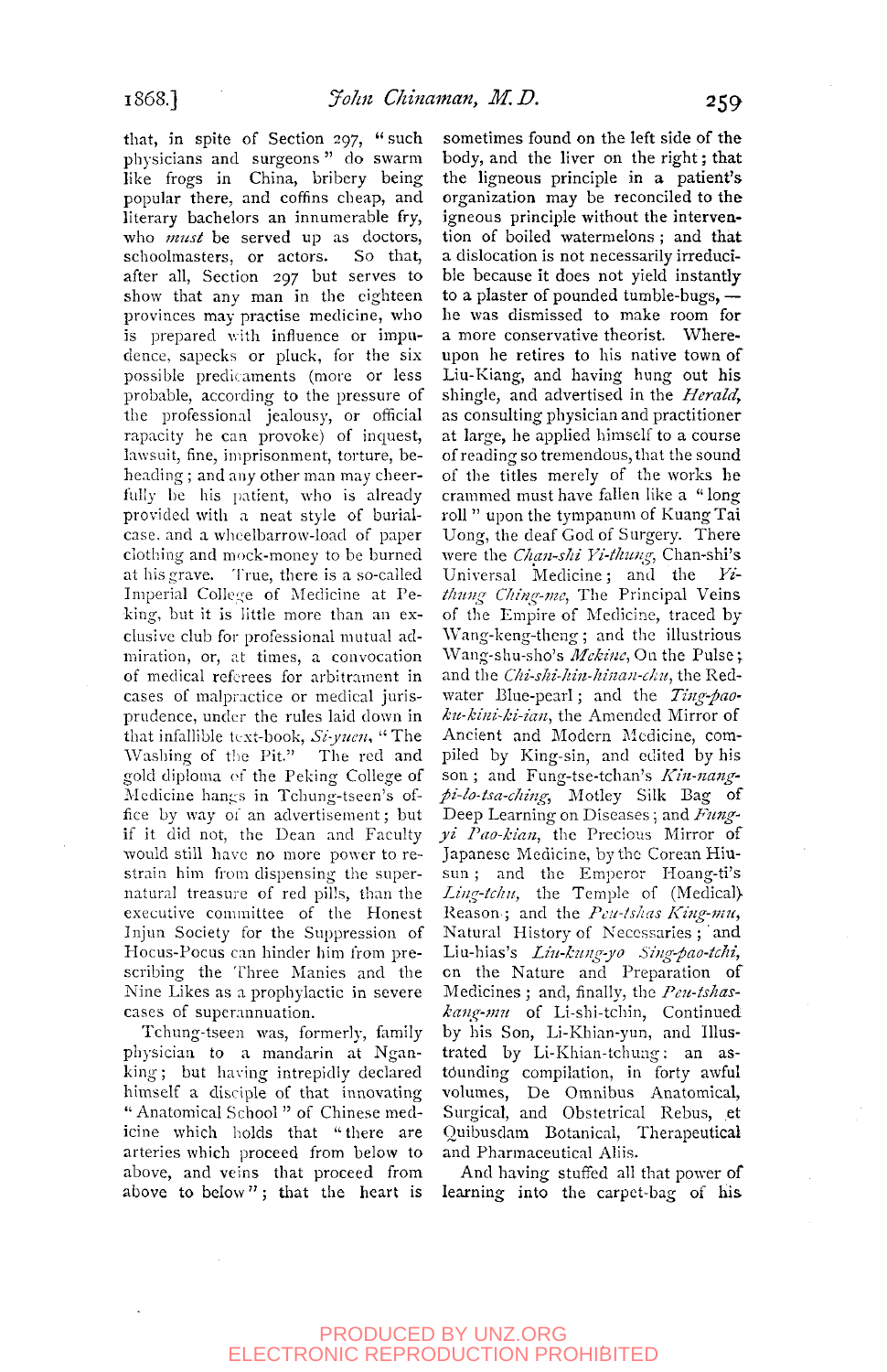that, in spite of Section 297, "such physicians and surgeons" do swarm like frogs in China, bribery being popular there, and coffins cheap, and literary bachelors an innumerable fry, who *must* be served up as doctors, schoolmasters, or actors. So that, after all, Section 297 but serves to show that any man in the eighteen provinces may practise medicine, who is prepared with influence or impudence, sapecks or pluck, for the six possible predicaments (more or less probable, according to the pressure of the professional jealousy, or official rapacity he can provoke) of inquest, lawsuit, fine, imprisonment, torture, beheading; and any other man may cheerfully be his patient, who is already provided with a neat style of burial-case, and a wheelbarrow-load of paper clothing and mock-money to be burned at his grave. True, there is a so-called Imperial College of Medicine at Peking, but it is little more than an exclusive club for professional mutual admiration, or, at times, a convocation of medical referees for arbitrament in cases of malpractice or medical jurisprudence, under the rules laid down in that infallible text-book, *Si-yuen*, "The Washing of the Pit." The red and gold diploma of the Peking College of Medicine hangs in Tchung-tseen's office by way of an advertisement; but if it did not, the Dean and Faculty would still have no more power to restrain him from dispensing the supernatural treasure of red pills, than the executive committee of the Honest Injun Society for the Suppression of Hocus-Pocus can hinder him from prescribing the Three Manies and the Nine Likes as a prophylactic in severe cases of superannuation.

Tchung-tseen was, formerly, family physician to a mandarin at Ngan-king; but having intrepidly declared himself a disciple of that innovating "Anatomical School" of Chinese medicine which holds that "there are arteries which proceed from below to above, and veins that proceed from above to below"; that the heart is sometimes found on the left side of the body, and the liver on the right; that the ligneous principle in a patient's organization may be reconciled to the igneous principle without the intervention of boiled watermelons; and that a dislocation is not necessarily irreducible because it does not yield instantly to a plaster of pounded tumble-bugs,—he was dismissed to make room for a more conservative theorist. Whereupon he retires to his native town of Liu-Kiang, and having hung out his shingle, and advertised in the *Herald*, as consulting physician and practitioner at large, he applied himself to a course of reading so tremendous, that the sound of the titles merely of the works he crammed must have fallen like a "long roll" upon the tympanum of Kuang Tai Uong, the deaf God of Surgery. There were the *Chan-shi Yi-thung*, Chan-shi's Universal Medicine; and the *Yi-thung Ching-me*, The Principal Veins of the Empire of Medicine, traced by Wang-keng-theng; and the illustrious Wang-shu-sho's *Mekine*, On the Pulse; and the *Chi-shi-hin-hinan-chu*, the Red-water Blue-pearl; and the *Ting-pao-ku-kini-ki-ian*, the Amended Mirror of Ancient and Modern Medicine, compiled by King-sin, and edited by his son; and Fung-tse-tchan's *Kin-nang-pi-lo-tsa-ching*, Motley Silk Bag of Deep Learning on Diseases; and *Fung-yi Pao-kian*, the Precious Mirror of Japanese Medicine, by the Corean Hiu-sun; and the Emperor Hoang-ti's *Ling-tchu*, the Temple of (Medical) Reason; and the *Peu-tshas King-mu*, Natural History of Necessaries; and Liu-hias's *Liu-kung-yo Sing-pao-tchi*, on the Nature and Preparation of Medicines; and, finally, the *Peu-tshas-kang-mu* of Li-shi-tchin, Continued by his Son, Li-Khian-yun, and Illustrated by Li-Khian-tchung: an astounding compilation, in forty awful volumes, De Omnibus Anatomical, Surgical, and Obstetrical Rebus, et Quibusdam Botanical, Therapeutical and Pharmaceutical Aliis.

And having stuffed all that power of learning into the carpet-bag of his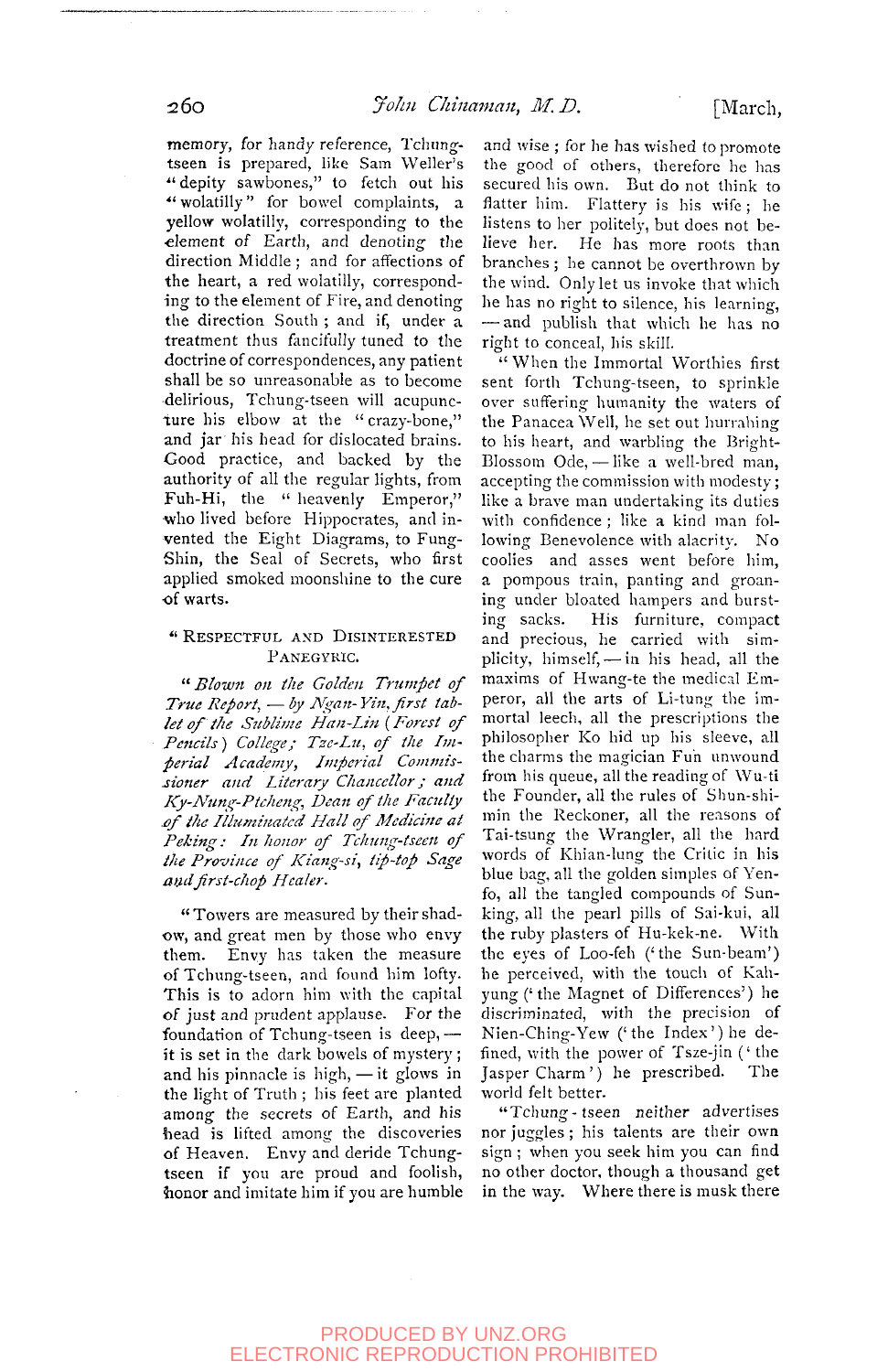memory, for handy reference, Tchung-tseen is prepared, like Sam Weller's "deputy sawbones," to fetch out his "wolatilly" for bowel complaints, a yellow wolatilly, corresponding to the element of Earth, and denoting the direction Middle; and for affections of the heart, a red wolatilly, corresponding to the element of Fire, and denoting the direction South; and if, under a treatment thus fancifully tuned to the doctrine of correspondences, any patient shall be so unreasonable as to become delirious, Tchung-tseen will acupuncture his elbow at the "crazy-bone," and jar his head for dislocated brains. Good practice, and backed by the authority of all the regular lights, from Fuh-Hi, the "heavenly Emperor," who lived before Hippocrates, and invented the Eight Diagrams, to Fung-Shin, the Seal of Secrets, who first applied smoked moonshine to the cure of warts.

### "Respectful and Disinterested Panegyric.

*"Blown on the Golden Trumpet of True Report, — by Ngan-Yin, first tablet of the Sublime Han-Lin (Forest of Pencils) College; Tze-Lu, of the Imperial Academy, Imperial Commissioner and Literary Chancellor; and Ky-Nung-Ptcheng, Dean of the Faculty of the Illuminated Hall of Medicine at Peking: In honor of Tchung-tseen of the Province of Kiang-si, tip-top Sage and first-chop Healer.*

"Towers are measured by their shadow, and great men by those who envy them. Envy has taken the measure of Tchung-tseen, and found him lofty. This is to adorn him with the capital of just and prudent applause. For the foundation of Tchung-tseen is deep, — it is set in the dark bowels of mystery; and his pinnacle is high, — it glows in the light of Truth; his feet are planted among the secrets of Earth, and his head is lifted among the discoveries of Heaven. Envy and deride Tchung-tseen if you are proud and foolish, honor and imitate him if you are humble and wise; for he has wished to promote the good of others, therefore he has secured his own. But do not think to flatter him. Flattery is his wife; he listens to her politely, but does not believe her. He has more roots than branches; he cannot be overthrown by the wind. Only let us invoke that which he has no right to silence, his learning, — and publish that which he has no right to conceal, his skill.

"When the Immortal Worthies first sent forth Tchung-tseen, to sprinkle over suffering humanity the waters of the Panacea Well, he set out hurrahing to his heart, and warbling the Bright-Blossom Ode, — like a well-bred man, accepting the commission with modesty; like a brave man undertaking its duties with confidence; like a kind man following Benevolence with alacrity. No coolies and asses went before him, a pompous train, panting and groaning under bloated hampers and bursting sacks. His furniture, compact and precious, he carried with simplicity, himself, — in his head, all the maxims of Hwang-te the medical Emperor, all the arts of Li-tung the immortal leech, all the prescriptions the philosopher Ko hid up his sleeve, all the charms the magician Fun unwound from his queue, all the reading of Wu-ti the Founder, all the rules of Shun-shi-min the Reckoner, all the reasons of Tai-tsung the Wrangler, all the hard words of Khian-lung the Critic in his blue bag, all the golden simples of Yen-fo, all the tangled compounds of Sun-king, all the pearl pills of Sai-kui, all the ruby plasters of Hu-kek-ne. With the eyes of Loo-feh ('the Sun-beam') he perceived, with the touch of Kah-yung ('the Magnet of Differences') he discriminated, with the precision of Nien-Ching-Yew ('the Index') he defined, with the power of Tsze-jin ('the Jasper Charm') he prescribed. The world felt better.

"Tchung-tseen *neither* advertises nor juggles; his talents are their own sign; when you seek him you can find no other doctor, though a thousand get in the way. Where there is musk there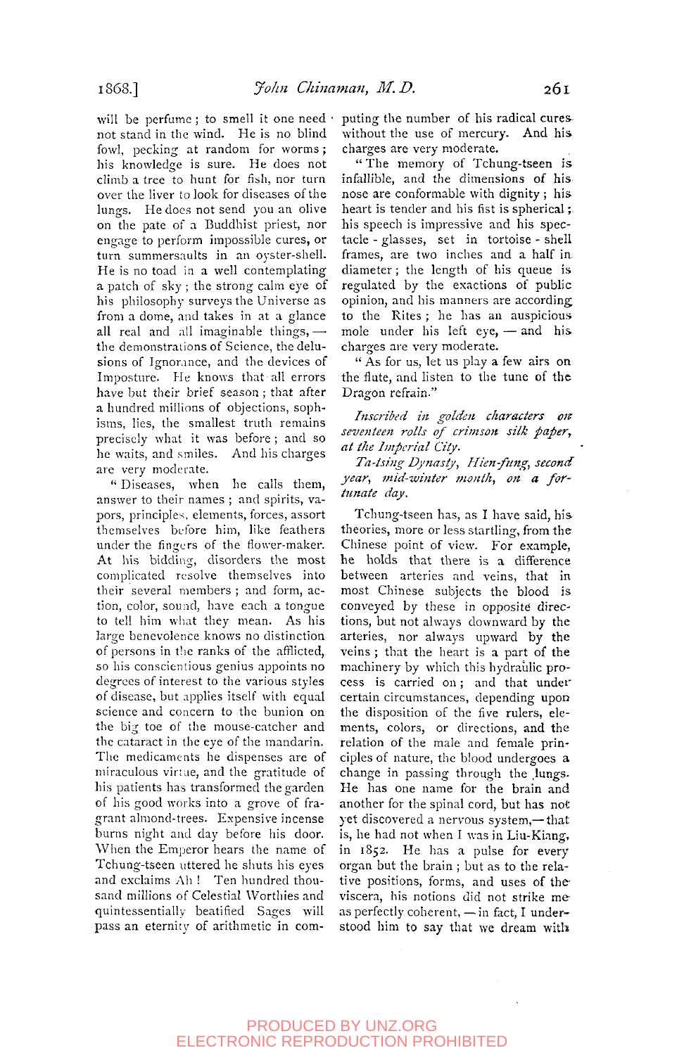will be perfume; to smell it one need not stand in the wind. He is no blind fowl, pecking at random for worms; his knowledge is sure. He does not climb a tree to hunt for fish, nor turn over the liver to look for diseases of the lungs. He does not send you an olive on the pate of a Buddhist priest, nor engage to perform impossible cures, or turn summersaults in an oyster-shell. He is no toad in a well contemplating a patch of sky; the strong calm eye of his philosophy surveys the Universe as from a dome, and takes in at a glance all real and all imaginable things, — the demonstrations of Science, the delusions of Ignorance, and the devices of Imposture. He knows that all errors have but their brief season; that after a hundred millions of objections, sophisms, lies, the smallest truth remains precisely what it was before; and so he waits, and smiles. And his charges are very moderate.

"Diseases, when he calls them, answer to their names; and spirits, vapors, principles, elements, forces, assort themselves before him, like feathers under the fingers of the flower-maker. At his bidding, disorders the most complicated resolve themselves into their several members; and form, action, color, sound, have each a tongue to tell him what they mean. As his large benevolence knows no distinction of persons in the ranks of the afflicted, so his conscientious genius appoints no degrees of interest to the various styles of disease, but applies itself with equal science and concern to the bunion on the big toe of the mouse-catcher and the cataract in the eye of the mandarin. The medicaments he dispenses are of miraculous virtue, and the gratitude of his patients has transformed the garden of his good works into a grove of fragrant almond-trees. Expensive incense burns night and day before his door. When the Emperor hears the name of Tchung-tseen uttered he shuts his eyes and exclaims Ah! Ten hundred thousand millions of Celestial Worthies and quintessentially beatified Sages will pass an eternity of arithmetic in computing the number of his radical cures without the use of mercury. And his charges are very moderate.

"The memory of Tchung-tseen is infallible, and the dimensions of his nose are conformable with dignity; his heart is tender and his fist is spherical; his speech is impressive and his spectacle-glasses, set in tortoise-shell frames, are two inches and a half in diameter; the length of his queue is regulated by the exactions of public opinion, and his manners are according to the Rites; he has an auspicious mole under his left eye, — and his charges are very moderate.

"As for us, let us play a few airs on the flute, and listen to the tune of the Dragon refrain."

*Inscribed in golden characters on seventeen rolls of crimson silk paper, at the Imperial City.*

*Ta-tsing Dynasty, Hien-fung, second year, mid-winter month, on a fortunate day.*

Tchung-tseen has, as I have said, his theories, more or less startling, from the Chinese point of view. For example, he holds that there is a difference between arteries and veins, that in most Chinese subjects the blood is conveyed by these in opposite directions, but not always downward by the arteries, nor always upward by the veins; that the heart is a part of the machinery by which this hydraulic process is carried on; and that under certain circumstances, depending upon the disposition of the five rulers, elements, colors, or directions, and the relation of the male and female principles of nature, the blood undergoes a change in passing through the lungs. He has one name for the brain and another for the spinal cord, but has not yet discovered a nervous system,— that is, he had not when I was in Liu-Kiang, in 1852. He has a pulse for every organ but the brain; but as to the relative positions, forms, and uses of the viscera, his notions did not strike me as perfectly coherent, — in fact, I understood him to say that we dream with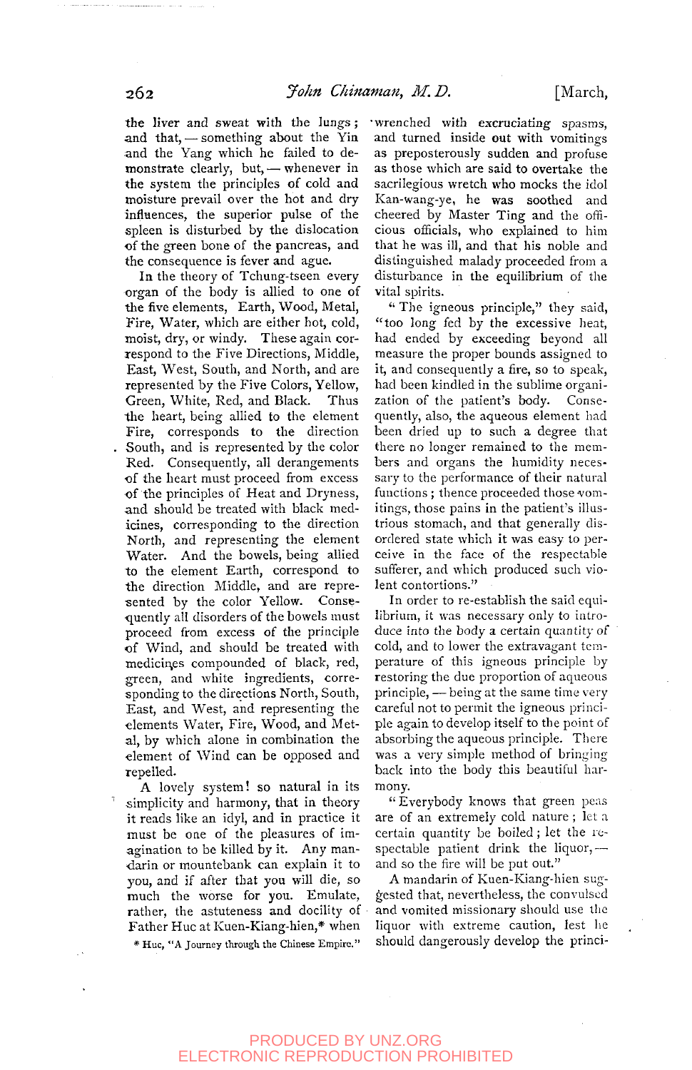the liver and sweat with the lungs; and that,— something about the Yin and the Yang which he failed to demonstrate clearly, but,— whenever in the system the principles of cold and moisture prevail over the hot and dry influences, the superior pulse of the spleen is disturbed by the dislocation of the green bone of the pancreas, and the consequence is fever and ague.

In the theory of Tchung-tseen every organ of the body is allied to one of the five elements, Earth, Wood, Metal, Fire, Water, which are either hot, cold, moist, dry, or windy. These again correspond to the Five Directions, Middle, East, West, South, and North, and are represented by the Five Colors, Yellow, Green, White, Red, and Black. Thus the heart, being allied to the element Fire, corresponds to the direction South, and is represented by the color Red. Consequently, all derangements of the heart must proceed from excess of the principles of Heat and Dryness, and should be treated with black medicines, corresponding to the direction North, and representing the element Water. And the bowels, being allied to the element Earth, correspond to the direction Middle, and are represented by the color Yellow. Consequently all disorders of the bowels must proceed from excess of the principle of Wind, and should be treated with medicines compounded of black, red, green, and white ingredients, corresponding to the directions North, South, East, and West, and representing the elements Water, Fire, Wood, and Metal, by which alone in combination the element of Wind can be opposed and repelled.

A lovely system! so natural in its simplicity and harmony, that in theory it reads like an idyl, and in practice it must be one of the pleasures of imagination to be killed by it. Any mandarin or mountebank can explain it to you, and if after that you will die, so much the worse for you. Emulate, rather, the astuteness and docility of Father Huc at Kuen-Kiang-hien,* when wrenched with excruciating spasms, and turned inside out with vomitings as preposterously sudden and profuse as those which are said to overtake the sacrilegious wretch who mocks the idol Kan-wang-ye, he was soothed and cheered by Master Ting and the officious officials, who explained to him that he was ill, and that his noble and distinguished malady proceeded from a disturbance in the equilibrium of the vital spirits.

"The igneous principle," they said, "too long fed by the excessive heat, had ended by exceeding beyond all measure the proper bounds assigned to it, and consequently a fire, so to speak, had been kindled in the sublime organization of the patient's body. Consequently, also, the aqueous element had been dried up to such a degree that there no longer remained to the members and organs the humidity necessary to the performance of their natural functions; thence proceeded those vomitings, those pains in the patient's illustrious stomach, and that generally disordered state which it was easy to perceive in the face of the respectable sufferer, and which produced such violent contortions."

In order to re-establish the said equilibrium, it was necessary only to introduce into the body a certain quantity of cold, and to lower the extravagant temperature of this igneous principle by restoring the due proportion of aqueous principle,— being at the same time very careful not to permit the igneous principle again to develop itself to the point of absorbing the aqueous principle. There was a very simple method of bringing back into the body this beautiful harmony.

"Everybody knows that green peas are of an extremely cold nature; let a certain quantity be boiled; let the respectable patient drink the liquor,— and so the fire will be put out."

A mandarin of Kuen-Kiang-hien suggested that, nevertheless, the convulsed and vomited missionary should use the liquor with extreme caution, lest he should dangerously develop the princi-

\* Huc, "A Journey through the Chinese Empire."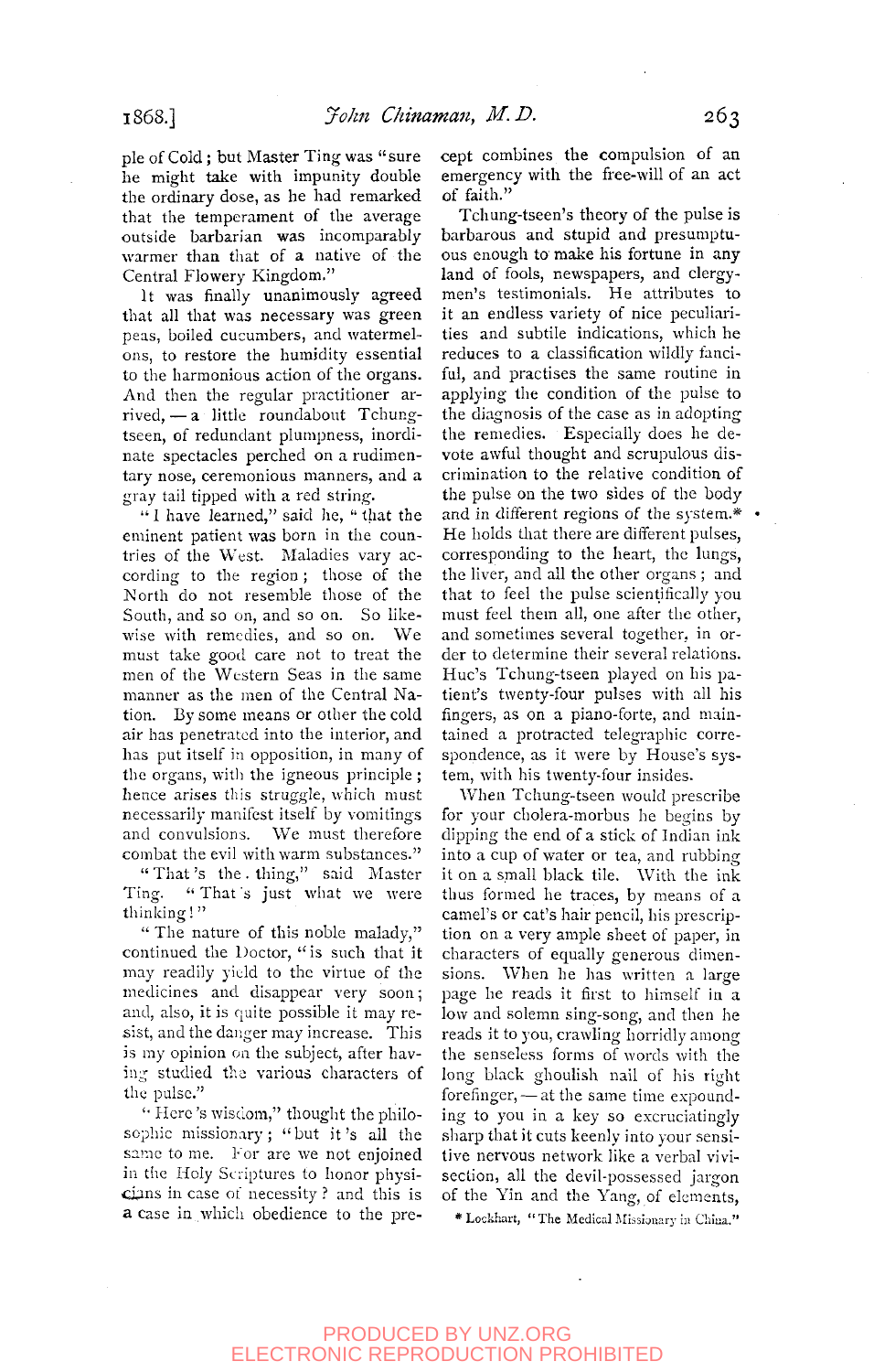ple of Cold; but Master Ting was "sure he might take with impunity double the ordinary dose, as he had remarked that the temperament of the average outside barbarian was incomparably warmer than that of a native of the Central Flowery Kingdom."

It was finally unanimously agreed that all that was necessary was green peas, boiled cucumbers, and watermelons, to restore the humidity essential to the harmonious action of the organs. And then the regular practitioner arrived, — a little roundabout Tchung-tseen, of redundant plumpness, inordinate spectacles perched on a rudimentary nose, ceremonious manners, and a gray tail tipped with a red string.

"I have learned," said he, "that the eminent patient was born in the countries of the West. Maladies vary according to the region; those of the North do not resemble those of the South, and so on, and so on. So likewise with remedies, and so on. We must take good care not to treat the men of the Western Seas in the same manner as the men of the Central Nation. By some means or other the cold air has penetrated into the interior, and has put itself in opposition, in many of the organs, with the igneous principle; hence arises this struggle, which must necessarily manifest itself by vomitings and convulsions. We must therefore combat the evil with warm substances."

"That's the thing," said Master Ting. "That's just what we were thinking!"

"The nature of this noble malady," continued the Doctor, "is such that it may readily yield to the virtue of the medicines and disappear very soon; and, also, it is quite possible it may resist, and the danger may increase. This is my opinion on the subject, after having studied the various characters of the pulse."

"Here's wisdom," thought the philosophic missionary; "but it's all the same to me. For are we not enjoined in the Holy Scriptures to honor physicians in case of necessity? and this is a case in which obedience to the precept combines the compulsion of an emergency with the free-will of an act of faith."

Tchung-tseen's theory of the pulse is barbarous and stupid and presumptuous enough to make his fortune in any land of fools, newspapers, and clergymen's testimonials. He attributes to it an endless variety of nice peculiarities and subtile indications, which he reduces to a classification wildly fanciful, and practises the same routine in applying the condition of the pulse to the diagnosis of the case as in adopting the remedies. Especially does he devote awful thought and scrupulous discrimination to the relative condition of the pulse on the two sides of the body and in different regions of the system.* He holds that there are different pulses, corresponding to the heart, the lungs, the liver, and all the other organs; and that to feel the pulse scientifically you must feel them all, one after the other, and sometimes several together, in order to determine their several relations. Huc's Tchung-tseen played on his patient's twenty-four pulses with all his fingers, as on a piano-forte, and maintained a protracted telegraphic correspondence, as it were by House's system, with his twenty-four insides.

When Tchung-tseen would prescribe for your cholera-morbus he begins by dipping the end of a stick of Indian ink into a cup of water or tea, and rubbing it on a small black tile. With the ink thus formed he traces, by means of a camel's or cat's hair pencil, his prescription on a very ample sheet of paper, in characters of equally generous dimensions. When he has written a large page he reads it first to himself in a low and solemn sing-song, and then he reads it to you, crawling horridly among the senseless forms of words with the long black ghoulish nail of his right forefinger, — at the same time expounding to you in a key so excruciatingly sharp that it cuts keenly into your sensitive nervous network like a verbal vivisection, all the devil-possessed jargon of the Yin and the Yang, of elements,

* Lockhart, "The Medical Missionary in China."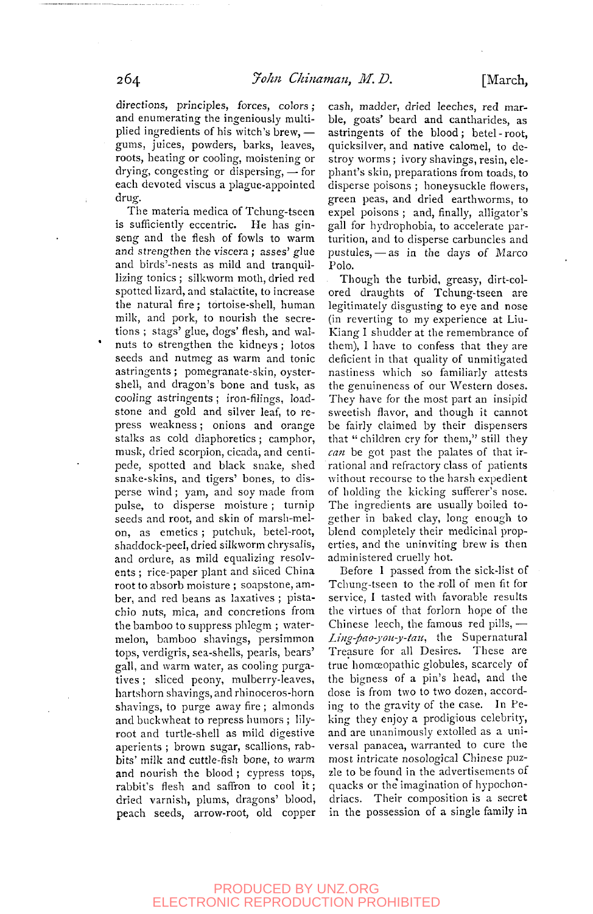directions, principles, forces, colors; and enumerating the ingeniously multiplied ingredients of his witch's brew, — gums, juices, powders, barks, leaves, roots, heating or cooling, moistening or drying, congesting or dispersing, — for each devoted viscus a plague-appointed drug.

The materia medica of Tchung-tseen is sufficiently eccentric. He has ginseng and the flesh of fowls to warm and strengthen the viscera; asses' glue and birds'-nests as mild and tranquillizing tonics; silkworm moth, dried red spotted lizard, and stalactite, to increase the natural fire; tortoise-shell, human milk, and pork, to nourish the secretions; stags' glue, dogs' flesh, and walnuts to strengthen the kidneys; lotos seeds and nutmeg as warm and tonic astringents; pomegranate-skin, oyster-shell, and dragon's bone and tusk, as cooling astringents; iron-filings, loadstone and gold and silver leaf, to repress weakness; onions and orange stalks as cold diaphoretics; camphor, musk, dried scorpion, cicada, and centipede, spotted and black snake, shed snake-skins, and tigers' bones, to disperse wind; yam, and soy made from pulse, to disperse moisture; turnip seeds and root, and skin of marsh-melon, as emetics; putchuk, betel-root, shaddock-peel, dried silkworm chrysalis, and ordure, as mild equalizing resolvents; rice-paper plant and sliced China root to absorb moisture; soapstone, amber, and red beans as laxatives; pistachio nuts, mica, and concretions from the bamboo to suppress phlegm; watermelon, bamboo shavings, persimmon tops, verdigris, sea-shells, pearls, bears' gall, and warm water, as cooling purgatives; sliced peony, mulberry-leaves, hartshorn shavings, and rhinoceros-horn shavings, to purge away fire; almonds and buckwheat to repress humors; lily-root and turtle-shell as mild digestive aperients; brown sugar, scallions, rabbits' milk and cuttle-fish bone, to warm and nourish the blood; cypress tops, rabbit's flesh and saffron to cool it; dried varnish, plums, dragons' blood, peach seeds, arrow-root, old copper cash, madder, dried leeches, red marble, goats' beard and cantharides, as astringents of the blood; betel-root, quicksilver, and native calomel, to destroy worms; ivory shavings, resin, elephant's skin, preparations from toads, to disperse poisons; honeysuckle flowers, green peas, and dried earthworms, to expel poisons; and, finally, alligator's gall for hydrophobia, to accelerate parturition, and to disperse carbuncles and pustules, — as in the days of Marco Polo.

Though the turbid, greasy, dirt-colored draughts of Tchung-tseen are legitimately disgusting to eye and nose (in reverting to my experience at Liu-Kiang I shudder at the remembrance of them), I have to confess that they are deficient in that quality of unmitigated nastiness which so familiarly attests the genuineness of our Western doses. They have for the most part an insipid sweetish flavor, and though it cannot be fairly claimed by their dispensers that "children cry for them," still they *can* be got past the palates of that irrational and refractory class of patients without recourse to the harsh expedient of holding the kicking sufferer's nose. The ingredients are usually boiled together in baked clay, long enough to blend completely their medicinal properties, and the uninviting brew is then administered cruelly hot.

Before I passed from the sick-list of Tchung-tseen to the roll of men fit for service, I tasted with favorable results the virtues of that forlorn hope of the Chinese leech, the famous red pills, — *Ling-pao-you-y-tau*, the Supernatural Treasure for all Desires. These are true homœopathic globules, scarcely of the bigness of a pin's head, and the dose is from two to two dozen, according to the gravity of the case. In Peking they enjoy a prodigious celebrity, and are unanimously extolled as a universal panacea, warranted to cure the most intricate nosological Chinese puzzle to be found in the advertisements of quacks or the imagination of hypochondriacs. Their composition is a secret in the possession of a single family in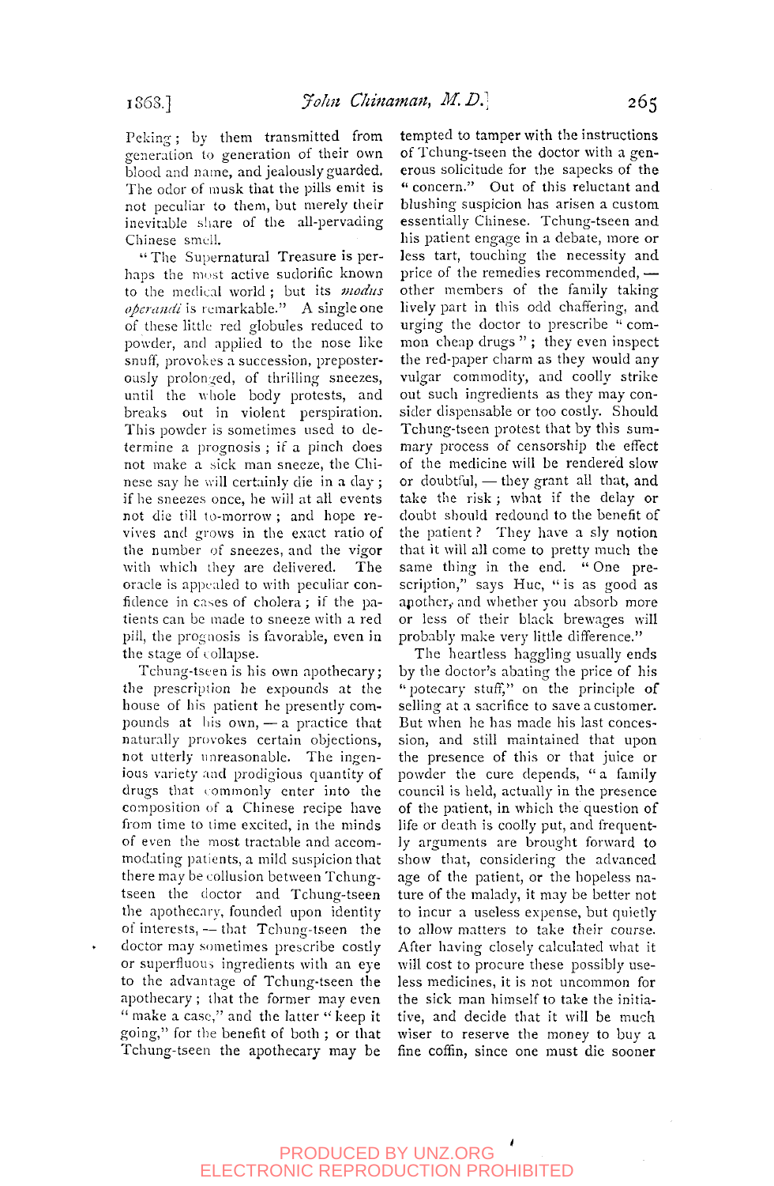Peking; by them transmitted from generation to generation of their own blood and name, and jealously guarded. The odor of musk that the pills emit is not peculiar to them, but merely their inevitable share of the all-pervading Chinese smell.

"The Supernatural Treasure is perhaps the most active sudorific known to the medical world; but its *modus operandi* is remarkable." A single one of these little red globules reduced to powder, and applied to the nose like snuff, provokes a succession, preposterously prolonged, of thrilling sneezes, until the whole body protests, and breaks out in violent perspiration. This powder is sometimes used to determine a prognosis; if a pinch does not make a sick man sneeze, the Chinese say he will certainly die in a day; if he sneezes once, he will at all events not die till to-morrow; and hope revives and grows in the exact ratio of the number of sneezes, and the vigor with which they are delivered. The oracle is appealed to with peculiar confidence in cases of cholera; if the patients can be made to sneeze with a red pill, the prognosis is favorable, even in the stage of collapse.

Tchung-tseen is his own apothecary; the prescription he expounds at the house of his patient he presently compounds at his own, — a practice that naturally provokes certain objections, not utterly unreasonable. The ingenious variety and prodigious quantity of drugs that commonly enter into the composition of a Chinese recipe have from time to time excited, in the minds of even the most tractable and accommodating patients, a mild suspicion that there may be collusion between Tchung-tseen the doctor and Tchung-tseen the apothecary, founded upon identity of interests, — that Tchung-tseen the doctor may sometimes prescribe costly or superfluous ingredients with an eye to the advantage of Tchung-tseen the apothecary; that the former may even "make a case," and the latter "keep it going," for the benefit of both; or that Tchung-tseen the apothecary may be tempted to tamper with the instructions of Tchung-tseen the doctor with a generous solicitude for the sapecks of the "concern." Out of this reluctant and blushing suspicion has arisen a custom essentially Chinese. Tchung-tseen and his patient engage in a debate, more or less tart, touching the necessity and price of the remedies recommended, — other members of the family taking lively part in this odd chaffering, and urging the doctor to prescribe "common cheap drugs"; they even inspect the red-paper charm as they would any vulgar commodity, and coolly strike out such ingredients as they may consider dispensable or too costly. Should Tchung-tseen protest that by this summary process of censorship the effect of the medicine will be rendered slow or doubtful, — they grant all that, and take the risk; what if the delay or doubt should redound to the benefit of the patient? They have a sly notion that it will all come to pretty much the same thing in the end. "One prescription," says Huc, "is as good as another, and whether you absorb more or less of their black brewages will probably make very little difference."

The heartless haggling usually ends by the doctor's abating the price of his "potecary stuff," on the principle of selling at a sacrifice to save a customer. But when he has made his last concession, and still maintained that upon the presence of this or that juice or powder the cure depends, "a family council is held, actually in the presence of the patient, in which the question of life or death is coolly put, and frequently arguments are brought forward to show that, considering the advanced age of the patient, or the hopeless nature of the malady, it may be better not to incur a useless expense, but quietly to allow matters to take their course. After having closely calculated what it will cost to procure these possibly useless medicines, it is not uncommon for the sick man himself to take the initiative, and decide that it will be much wiser to reserve the money to buy a fine coffin, since one must die sooner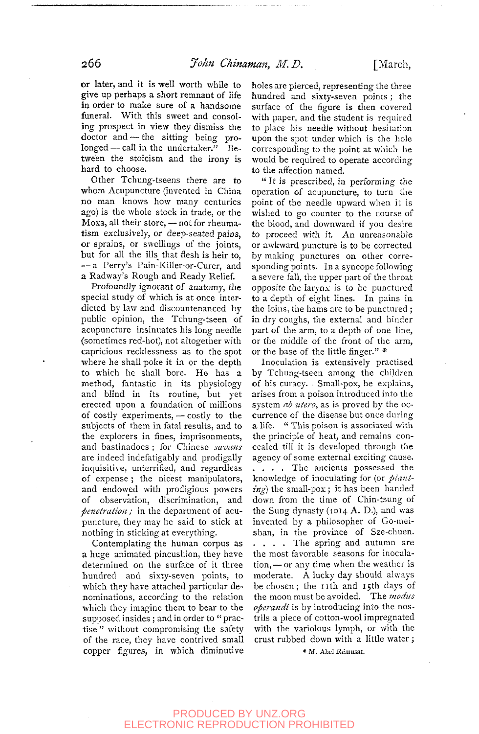or later, and it is well worth while to give up perhaps a short remnant of life in order to make sure of a handsome funeral. With this sweet and consoling prospect in view they dismiss the doctor and — the sitting being prolonged — call in the undertaker." Between the stoicism and the irony is hard to choose.

Other Tchung-tseens there are to whom Acupuncture (invented in China no man knows how many centuries ago) is the whole stock in trade, or the Moxa, all their store, — not for rheumatism exclusively, or deep-seated pains, or sprains, or swellings of the joints, but for all the ills that flesh is heir to, — a Perry's Pain-Killer-or-Curer, and a Radway's Rough and Ready Relief.

Profoundly ignorant of anatomy, the special study of which is at once interdicted by law and discountenanced by public opinion, the Tchung-tseen of acupuncture insinuates his long needle (sometimes red-hot), not altogether with capricious recklessness as to the spot where he shall poke it in or the depth to which he shall bore. He has a method, fantastic in its physiology and blind in its routine, but yet erected upon a foundation of millions of costly experiments, — costly to the subjects of them in fatal results, and to the explorers in fines, imprisonments, and bastinadoes; for Chinese *savans* are indeed indefatigably and prodigally inquisitive, unterrified, and regardless of expense; the nicest manipulators, and endowed with prodigious powers of observation, discrimination, and *penetration;* in the department of acupuncture, they may be said to stick at nothing in sticking at everything.

Contemplating the human corpus as a huge animated pincushion, they have determined on the surface of it three hundred and sixty-seven points, to which they have attached particular denominations, according to the relation which they imagine them to bear to the supposed insides; and in order to "practise" without compromising the safety of the race, they have contrived small copper figures, in which diminutive holes are pierced, representing the three hundred and sixty-seven points; the surface of the figure is then covered with paper, and the student is required to place his needle without hesitation upon the spot under which is the hole corresponding to the point at which he would be required to operate according to the affection named.

"It is prescribed, in performing the operation of acupuncture, to turn the point of the needle upward when it is wished to go counter to the course of the blood, and downward if you desire to proceed with it. An unreasonable or awkward puncture is to be corrected by making punctures on other corresponding points. In a syncope following a severe fall, the upper part of the throat opposite the larynx is to be punctured to a depth of eight lines. In pains in the loins, the hams are to be punctured; in dry coughs, the external and hinder part of the arm, to a depth of one line, or the middle of the front of the arm, or the base of the little finger." *

Inoculation is extensively practised by Tchung-tseen among the children of his curacy. Small-pox, he explains, arises from a poison introduced into the system *ab utero*, as is proved by the occurrence of the disease but once during a life. "This poison is associated with the principle of heat, and remains concealed till it is developed through the agency of some external exciting cause. . . . . The ancients possessed the knowledge of inoculating for (or *planting*) the small-pox; it has been handed down from the time of Chin-tsung of the Sung dynasty (1014 A. D.), and was invented by a philosopher of Go-mei-shan, in the province of Sze-chuen. . . . . The spring and autumn are the most favorable seasons for inoculation, — or any time when the weather is moderate. A lucky day should always be chosen; the 11th and 15th days of the moon must be avoided. The *modus operandi* is by introducing into the nostrils a piece of cotton-wool impregnated with the variolous lymph, or with the crust rubbed down with a little water;

* M. Abel Rémusat.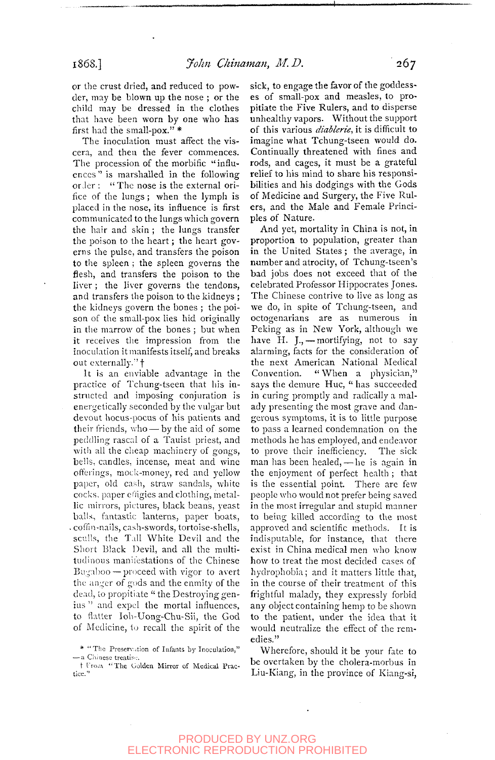or the crust dried, and reduced to powder, may be blown up the nose; or the child may be dressed in the clothes that have been worn by one who has first had the small-pox." *

The inoculation must affect the viscera, and then the fever commences. The procession of the morbific "influences" is marshalled in the following order: "The nose is the external orifice of the lungs; when the lymph is placed in the nose, its influence is first communicated to the lungs which govern the hair and skin; the lungs transfer the poison to the heart; the heart governs the pulse, and transfers the poison to the spleen; the spleen governs the flesh, and transfers the poison to the liver; the liver governs the tendons, and transfers the poison to the kidneys; the kidneys govern the bones; the poison of the small-pox lies hid originally in the marrow of the bones; but when it receives the impression from the inoculation it manifests itself, and breaks out externally." †

It is an enviable advantage in the practice of Tchung-tseen that his instructed and imposing conjuration is energetically seconded by the vulgar but devout hocus-pocus of his patients and their friends, who — by the aid of some peddling rascal of a Tauist priest, and with all the cheap machinery of gongs, bells, candles, incense, meat and wine offerings, mock-money, red and yellow paper, old cash, straw sandals, white cocks, paper effigies and clothing, metallic mirrors, pictures, black beans, yeast balls, fantastic lanterns, paper boats, coffin-nails, cash-swords, tortoise-shells, sculls, the Tall White Devil and the Short Black Devil, and all the multitudinous manifestations of the Chinese Bugaboo — proceed with vigor to avert the anger of gods and the enmity of the dead, to propitiate "the Destroying genius" and expel the mortal influences, to flatter Ioh-Uong-Chu-Sii, the God of Medicine, to recall the spirit of the sick, to engage the favor of the goddesses of small-pox and measles, to propitiate the Five Rulers, and to disperse unhealthy vapors. Without the support of this various *diablerie*, it is difficult to imagine what Tchung-tseen would do. Continually threatened with fines and rods, and cages, it must be a grateful relief to his mind to share his responsibilities and his dodgings with the Gods of Medicine and Surgery, the Five Rulers, and the Male and Female Principles of Nature.

And yet, mortality in China is not, in proportion to population, greater than in the United States; the average, in number and atrocity, of Tchung-tseen's bad jobs does not exceed that of the celebrated Professor Hippocrates Jones. The Chinese contrive to live as long as we do, in spite of Tchung-tseen, and octogenarians are as numerous in Peking as in New York, although we have H. J., — mortifying, not to say alarming, facts for the consideration of the next American National Medical Convention. "When a physician," says the demure Huc, "has succeeded in curing promptly and radically a malady presenting the most grave and dangerous symptoms, it is to little purpose to pass a learned condemnation on the methods he has employed, and endeavor to prove their inefficiency. The sick man has been healed, — he is again in the enjoyment of perfect health; that is the essential point. There are few people who would not prefer being saved in the most irregular and stupid manner to being killed according to the most approved and scientific methods. It is indisputable, for instance, that there exist in China medical men who know how to treat the most decided cases of hydrophobia; and it matters little that, in the course of their treatment of this frightful malady, they expressly forbid any object containing hemp to be shown to the patient, under the idea that it would neutralize the effect of the remedies."

Wherefore, should it be your fate to be overtaken by the cholera-morbus in Liu-Kiang, in the province of Kiang-si,

* "The Preservation of Infants by Inoculation," — a Chinese treatise.

† From "The Golden Mirror of Medical Practice."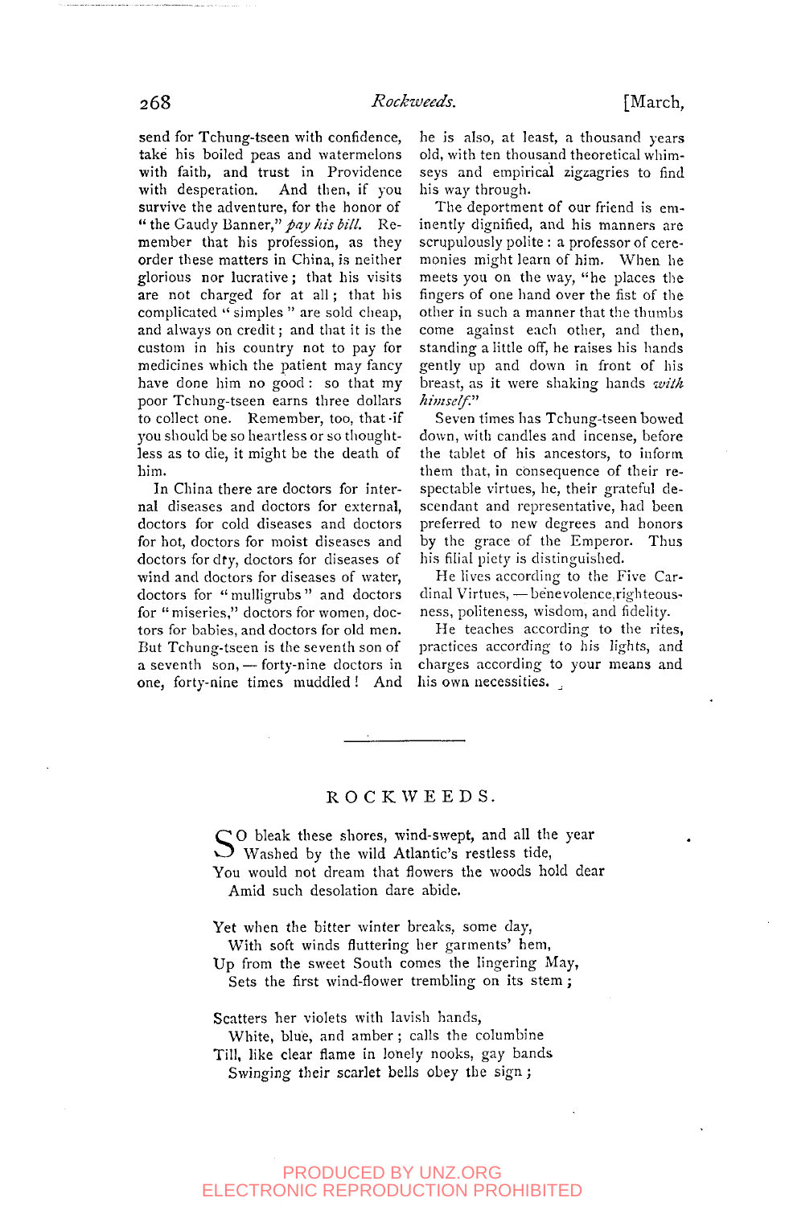send for Tchung-tseen with confidence, take his boiled peas and watermelons with faith, and trust in Providence with desperation. And then, if you survive the adventure, for the honor of "the Gaudy Banner," *pay his bill*. Remember that his profession, as they order these matters in China, is neither glorious nor lucrative; that his visits are not charged for at all; that his complicated "simples" are sold cheap, and always on credit; and that it is the custom in his country not to pay for medicines which the patient may fancy have done him no good: so that my poor Tchung-tseen earns three dollars to collect one. Remember, too, that if you should be so heartless or so thoughtless as to die, it might be the death of him.

In China there are doctors for internal diseases and doctors for external, doctors for cold diseases and doctors for hot, doctors for moist diseases and doctors for dry, doctors for diseases of wind and doctors for diseases of water, doctors for "mulligrubs" and doctors for "miseries," doctors for women, doctors for babies, and doctors for old men. But Tchung-tseen is the seventh son of a seventh son, — forty-nine doctors in one, forty-nine times muddled! And he is also, at least, a thousand years old, with ten thousand theoretical whimseys and empirical zigzagries to find his way through.

The deportment of our friend is eminently dignified, and his manners are scrupulously polite: a professor of ceremonies might learn of him. When he meets you on the way, "he places the fingers of one hand over the fist of the other in such a manner that the thumbs come against each other, and then, standing a little off, he raises his hands gently up and down in front of his breast, as it were shaking hands *with himself*."

Seven times has Tchung-tseen bowed down, with candles and incense, before the tablet of his ancestors, to inform them that, in consequence of their respectable virtues, he, their grateful descendant and representative, had been preferred to new degrees and honors by the grace of the Emperor. Thus his filial piety is distinguished.

He lives according to the Five Cardinal Virtues, — benevolence, righteousness, politeness, wisdom, and fidelity.

He teaches according to the rites, practices according to his lights, and charges according to your means and his own necessities.

---

## ROCKWEEDS.

SO bleak these shores, wind-swept, and all the year  
Washed by the wild Atlantic's restless tide,  
You would not dream that flowers the woods hold dear  
Amid such desolation dare abide.

Yet when the bitter winter breaks, some day,  
With soft winds fluttering her garments' hem,  
Up from the sweet South comes the lingering May,  
Sets the first wind-flower trembling on its stem;

Scatters her violets with lavish hands,  
White, blue, and amber; calls the columbine  
Till, like clear flame in lonely nooks, gay bands  
Swinging their scarlet bells obey the sign;